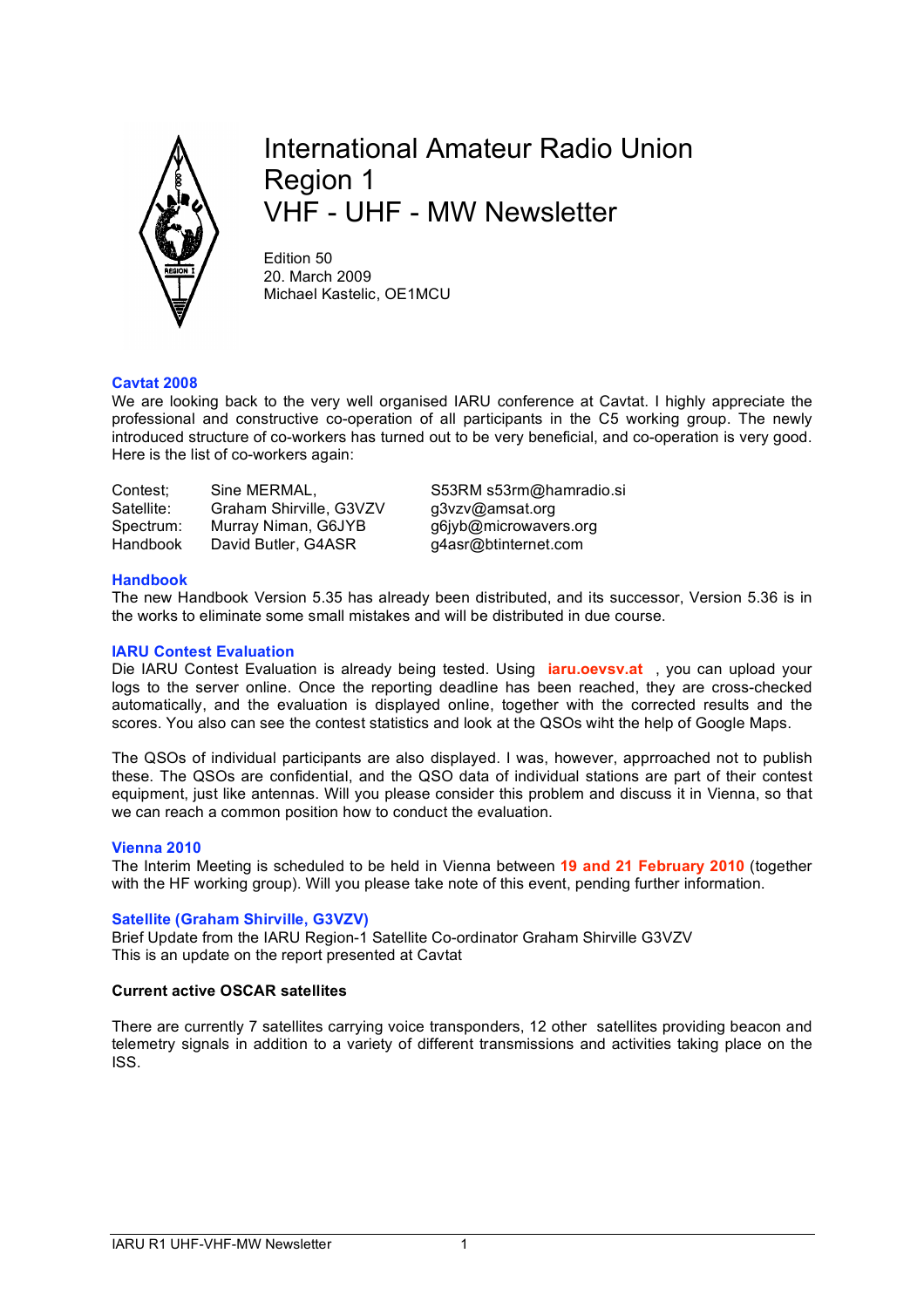# International Amateur Radio Union Region 1 VHF - UHF - MW Newsletter

Edition 50
20. March 2009
Michael Kastelic, OE1MCU

## Cavtat 2008

We are looking back to the very well organised IARU conference at Cavtat. I highly appreciate the professional and constructive co-operation of all participants in the C5 working group. The newly introduced structure of co-workers has turned out to be very beneficial, and co-operation is very good. Here is the list of co-workers again:

| | | |
|---|---|---|
| Contest; | Sine MERMAL, | S53RM s53rm@hamradio.si |
| Satellite: | Graham Shirville, G3VZV | g3vzv@amsat.org |
| Spectrum: | Murray Niman, G6JYB | g6jyb@microwavers.org |
| Handbook | David Butler, G4ASR | g4asr@btinternet.com |

## Handbook

The new Handbook Version 5.35 has already been distributed, and its successor, Version 5.36 is in the works to eliminate some small mistakes and will be distributed in due course.

## IARU Contest Evaluation

Die IARU Contest Evaluation is already being tested. Using **iaru.oevsv.at** , you can upload your logs to the server online. Once the reporting deadline has been reached, they are cross-checked automatically, and the evaluation is displayed online, together with the corrected results and the scores. You also can see the contest statistics and look at the QSOs wiht the help of Google Maps.

The QSOs of individual participants are also displayed. I was, however, apprroached not to publish these. The QSOs are confidential, and the QSO data of individual stations are part of their contest equipment, just like antennas. Will you please consider this problem and discuss it in Vienna, so that we can reach a common position how to conduct the evaluation.

## Vienna 2010

The Interim Meeting is scheduled to be held in Vienna between **19 and 21 February 2010** (together with the HF working group). Will you please take note of this event, pending further information.

## Satellite (Graham Shirville, G3VZV)

Brief Update from the IARU Region-1 Satellite Co-ordinator Graham Shirville G3VZV
This is an update on the report presented at Cavtat

### Current active OSCAR satellites

There are currently 7 satellites carrying voice transponders, 12 other satellites providing beacon and telemetry signals in addition to a variety of different transmissions and activities taking place on the ISS.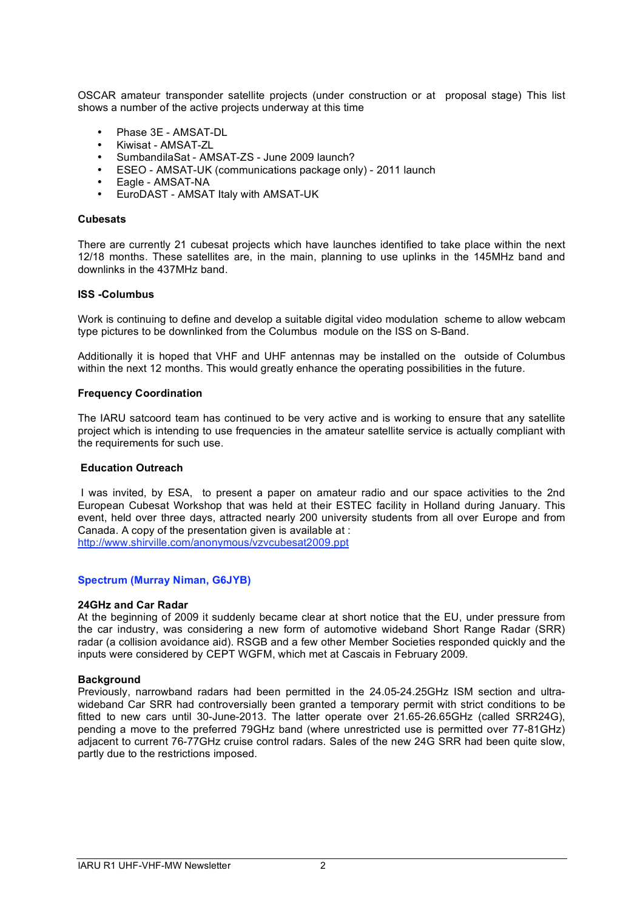OSCAR amateur transponder satellite projects (under construction or at proposal stage) This list shows a number of the active projects underway at this time

- Phase 3E - AMSAT-DL
- Kiwisat - AMSAT-ZL
- SumbandilaSat - AMSAT-ZS - June 2009 launch?
- ESEO - AMSAT-UK (communications package only) - 2011 launch
- Eagle - AMSAT-NA
- EuroDAST - AMSAT Italy with AMSAT-UK

**Cubesats**

There are currently 21 cubesat projects which have launches identified to take place within the next 12/18 months. These satellites are, in the main, planning to use uplinks in the 145MHz band and downlinks in the 437MHz band.

**ISS -Columbus**

Work is continuing to define and develop a suitable digital video modulation scheme to allow webcam type pictures to be downlinked from the Columbus module on the ISS on S-Band.

Additionally it is hoped that VHF and UHF antennas may be installed on the outside of Columbus within the next 12 months. This would greatly enhance the operating possibilities in the future.

**Frequency Coordination**

The IARU satcoord team has continued to be very active and is working to ensure that any satellite project which is intending to use frequencies in the amateur satellite service is actually compliant with the requirements for such use.

**Education Outreach**

I was invited, by ESA, to present a paper on amateur radio and our space activities to the 2nd European Cubesat Workshop that was held at their ESTEC facility in Holland during January. This event, held over three days, attracted nearly 200 university students from all over Europe and from Canada. A copy of the presentation given is available at :
http://www.shirville.com/anonymous/vzvcubesat2009.ppt

## Spectrum (Murray Niman, G6JYB)

**24GHz and Car Radar**
At the beginning of 2009 it suddenly became clear at short notice that the EU, under pressure from the car industry, was considering a new form of automotive wideband Short Range Radar (SRR) radar (a collision avoidance aid). RSGB and a few other Member Societies responded quickly and the inputs were considered by CEPT WGFM, which met at Cascais in February 2009.

**Background**
Previously, narrowband radars had been permitted in the 24.05-24.25GHz ISM section and ultra-wideband Car SRR had controversially been granted a temporary permit with strict conditions to be fitted to new cars until 30-June-2013. The latter operate over 21.65-26.65GHz (called SRR24G), pending a move to the preferred 79GHz band (where unrestricted use is permitted over 77-81GHz) adjacent to current 76-77GHz cruise control radars. Sales of the new 24G SRR had been quite slow, partly due to the restrictions imposed.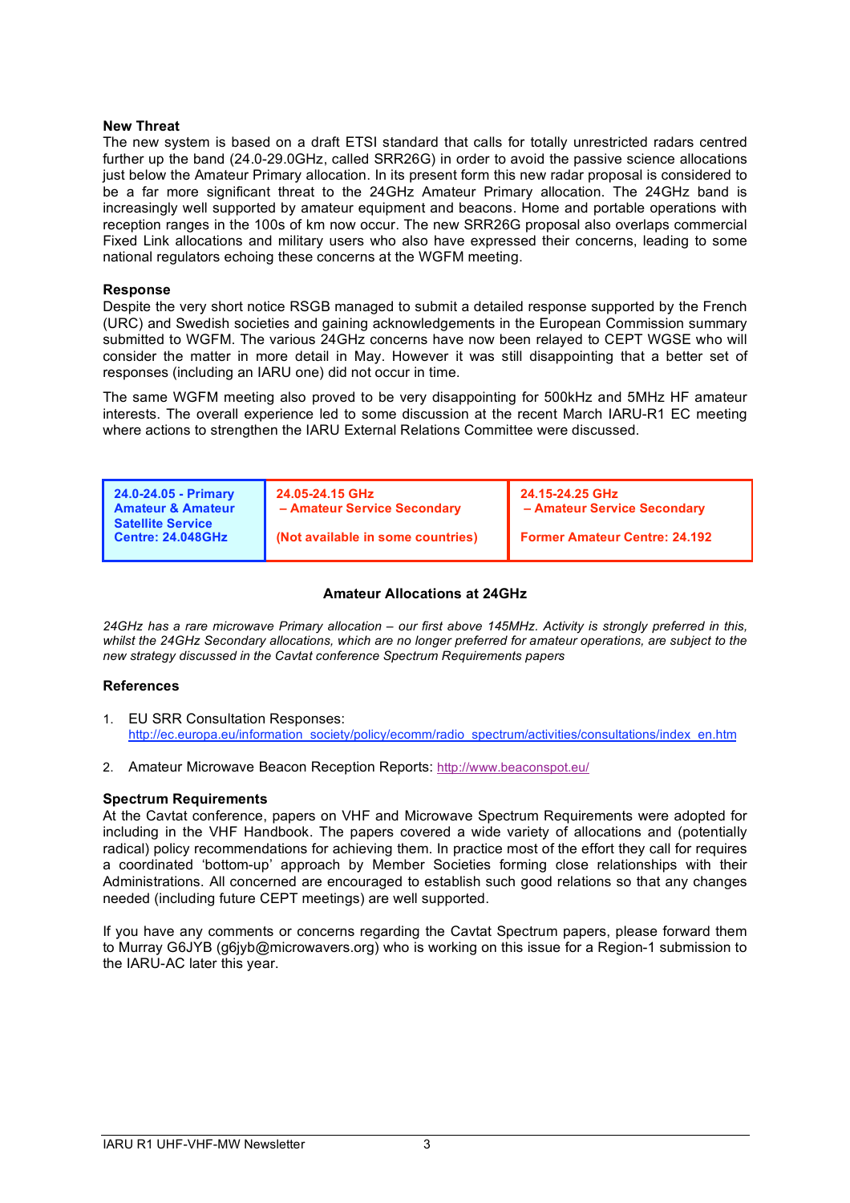**New Threat**

The new system is based on a draft ETSI standard that calls for totally unrestricted radars centred further up the band (24.0-29.0GHz, called SRR26G) in order to avoid the passive science allocations just below the Amateur Primary allocation. In its present form this new radar proposal is considered to be a far more significant threat to the 24GHz Amateur Primary allocation. The 24GHz band is increasingly well supported by amateur equipment and beacons. Home and portable operations with reception ranges in the 100s of km now occur. The new SRR26G proposal also overlaps commercial Fixed Link allocations and military users who also have expressed their concerns, leading to some national regulators echoing these concerns at the WGFM meeting.

**Response**

Despite the very short notice RSGB managed to submit a detailed response supported by the French (URC) and Swedish societies and gaining acknowledgements in the European Commission summary submitted to WGFM. The various 24GHz concerns have now been relayed to CEPT WGSE who will consider the matter in more detail in May. However it was still disappointing that a better set of responses (including an IARU one) did not occur in time.

The same WGFM meeting also proved to be very disappointing for 500kHz and 5MHz HF amateur interests. The overall experience led to some discussion at the recent March IARU-R1 EC meeting where actions to strengthen the IARU External Relations Committee were discussed.

| | | |
|---|---|---|
| **24.0-24.05 - Primary Amateur & Amateur Satellite Service Centre: 24.048GHz** | **24.05-24.15 GHz – Amateur Service Secondary (Not available in some countries)** | **24.15-24.25 GHz – Amateur Service Secondary Former Amateur Centre: 24.192** |

**Amateur Allocations at 24GHz**

*24GHz has a rare microwave Primary allocation – our first above 145MHz. Activity is strongly preferred in this, whilst the 24GHz Secondary allocations, which are no longer preferred for amateur operations, are subject to the new strategy discussed in the Cavtat conference Spectrum Requirements papers*

**References**

1. EU SRR Consultation Responses: http://ec.europa.eu/information_society/policy/ecomm/radio_spectrum/activities/consultations/index_en.htm
2. Amateur Microwave Beacon Reception Reports: http://www.beaconspot.eu/

**Spectrum Requirements**

At the Cavtat conference, papers on VHF and Microwave Spectrum Requirements were adopted for including in the VHF Handbook. The papers covered a wide variety of allocations and (potentially radical) policy recommendations for achieving them. In practice most of the effort they call for requires a coordinated 'bottom-up' approach by Member Societies forming close relationships with their Administrations. All concerned are encouraged to establish such good relations so that any changes needed (including future CEPT meetings) are well supported.

If you have any comments or concerns regarding the Cavtat Spectrum papers, please forward them to Murray G6JYB (g6jyb@microwavers.org) who is working on this issue for a Region-1 submission to the IARU-AC later this year.